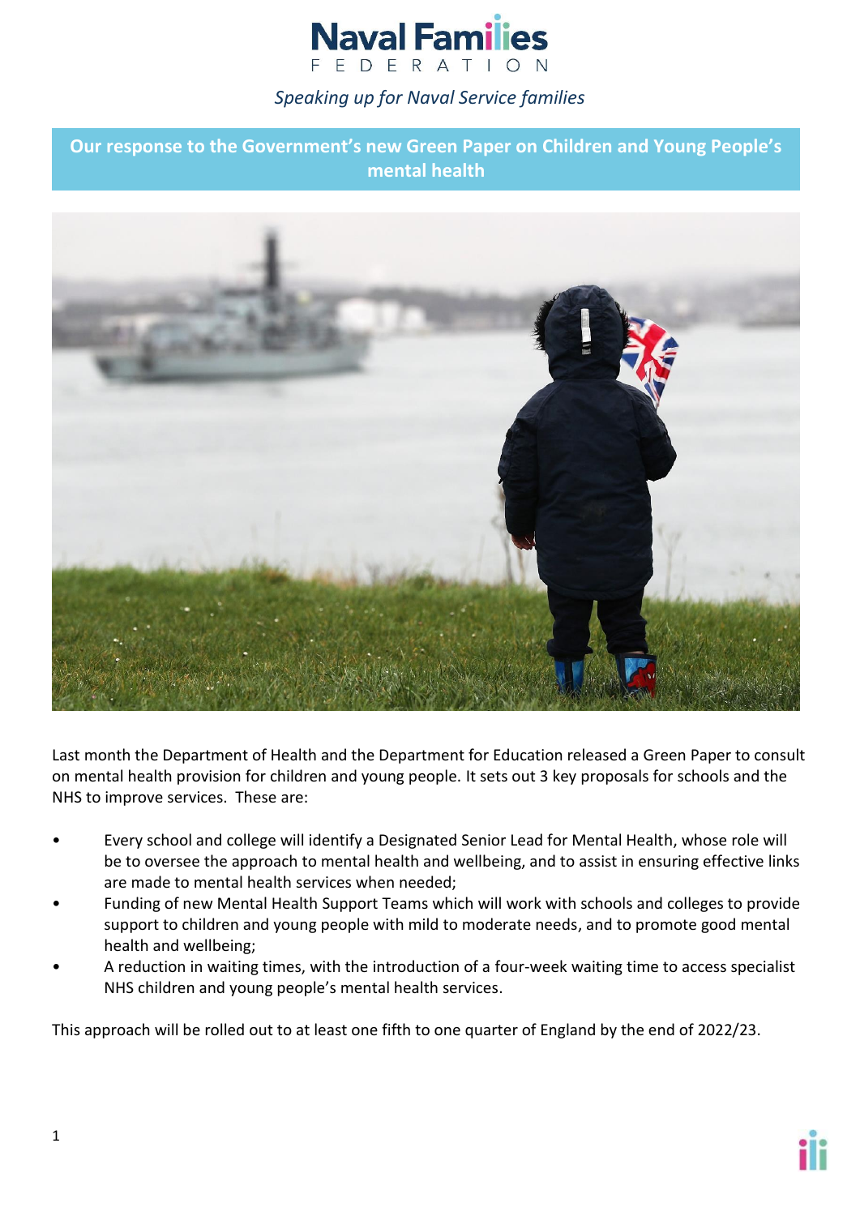# Naval Families Federation

*Speaking up for Naval Service families*

## Our response to the Government's new Green Paper on Children and Young People's mental health

Last month the Department of Health and the Department for Education released a Green Paper to consult on mental health provision for children and young people. It sets out 3 key proposals for schools and the NHS to improve services. These are:

- Every school and college will identify a Designated Senior Lead for Mental Health, whose role will be to oversee the approach to mental health and wellbeing, and to assist in ensuring effective links are made to mental health services when needed;
- Funding of new Mental Health Support Teams which will work with schools and colleges to provide support to children and young people with mild to moderate needs, and to promote good mental health and wellbeing;
- A reduction in waiting times, with the introduction of a four-week waiting time to access specialist NHS children and young people's mental health services.

This approach will be rolled out to at least one fifth to one quarter of England by the end of 2022/23.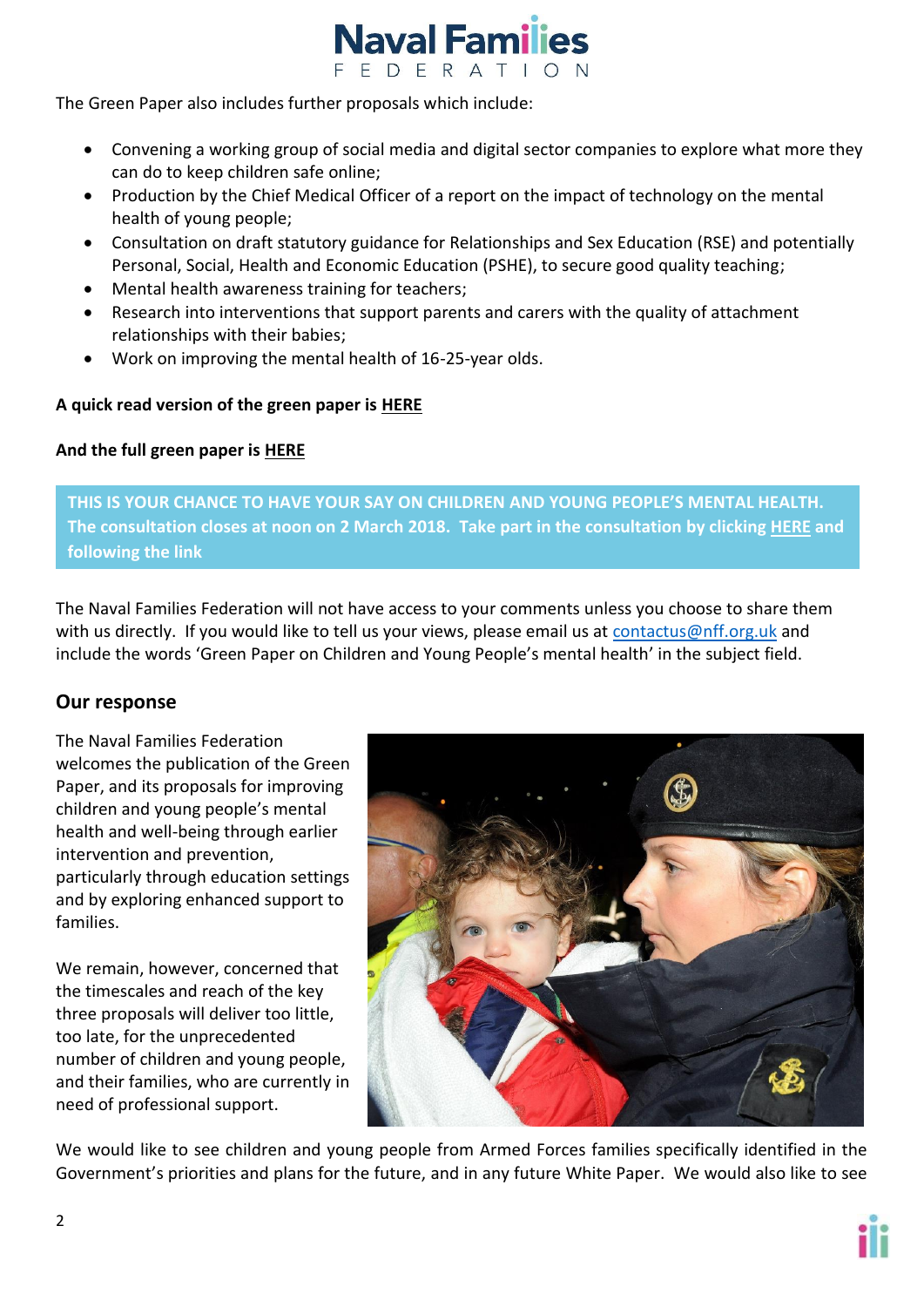The Green Paper also includes further proposals which include:

- Convening a working group of social media and digital sector companies to explore what more they can do to keep children safe online;
- Production by the Chief Medical Officer of a report on the impact of technology on the mental health of young people;
- Consultation on draft statutory guidance for Relationships and Sex Education (RSE) and potentially Personal, Social, Health and Economic Education (PSHE), to secure good quality teaching;
- Mental health awareness training for teachers;
- Research into interventions that support parents and carers with the quality of attachment relationships with their babies;
- Work on improving the mental health of 16-25-year olds.

**A quick read version of the green paper is HERE**

**And the full green paper is HERE**

**THIS IS YOUR CHANCE TO HAVE YOUR SAY ON CHILDREN AND YOUNG PEOPLE'S MENTAL HEALTH. The consultation closes at noon on 2 March 2018. Take part in the consultation by clicking HERE and following the link**

The Naval Families Federation will not have access to your comments unless you choose to share them with us directly. If you would like to tell us your views, please email us at contactus@nff.org.uk and include the words 'Green Paper on Children and Young People's mental health' in the subject field.

## Our response

The Naval Families Federation welcomes the publication of the Green Paper, and its proposals for improving children and young people's mental health and well-being through earlier intervention and prevention, particularly through education settings and by exploring enhanced support to families.

We remain, however, concerned that the timescales and reach of the key three proposals will deliver too little, too late, for the unprecedented number of children and young people, and their families, who are currently in need of professional support.

We would like to see children and young people from Armed Forces families specifically identified in the Government's priorities and plans for the future, and in any future White Paper. We would also like to see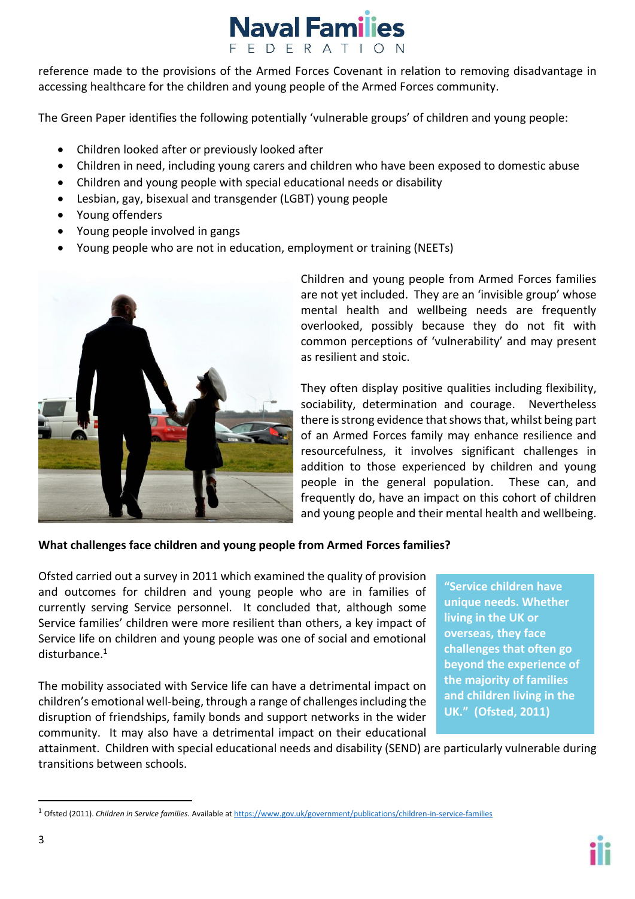reference made to the provisions of the Armed Forces Covenant in relation to removing disadvantage in accessing healthcare for the children and young people of the Armed Forces community.

The Green Paper identifies the following potentially 'vulnerable groups' of children and young people:

- Children looked after or previously looked after
- Children in need, including young carers and children who have been exposed to domestic abuse
- Children and young people with special educational needs or disability
- Lesbian, gay, bisexual and transgender (LGBT) young people
- Young offenders
- Young people involved in gangs
- Young people who are not in education, employment or training (NEETs)

Children and young people from Armed Forces families are not yet included. They are an 'invisible group' whose mental health and wellbeing needs are frequently overlooked, possibly because they do not fit with common perceptions of 'vulnerability' and may present as resilient and stoic.

They often display positive qualities including flexibility, sociability, determination and courage. Nevertheless there is strong evidence that shows that, whilst being part of an Armed Forces family may enhance resilience and resourcefulness, it involves significant challenges in addition to those experienced by children and young people in the general population. These can, and frequently do, have an impact on this cohort of children and young people and their mental health and wellbeing.

**What challenges face children and young people from Armed Forces families?**

Ofsted carried out a survey in 2011 which examined the quality of provision and outcomes for children and young people who are in families of currently serving Service personnel. It concluded that, although some Service families' children were more resilient than others, a key impact of Service life on children and young people was one of social and emotional disturbance.[1]

> **"Service children have unique needs. Whether living in the UK or overseas, they face challenges that often go beyond the experience of the majority of families and children living in the UK." (Ofsted, 2011)**

The mobility associated with Service life can have a detrimental impact on children's emotional well-being, through a range of challenges including the disruption of friendships, family bonds and support networks in the wider community. It may also have a detrimental impact on their educational attainment. Children with special educational needs and disability (SEND) are particularly vulnerable during transitions between schools.

[1] Ofsted (2011). *Children in Service families.* Available at https://www.gov.uk/government/publications/children-in-service-families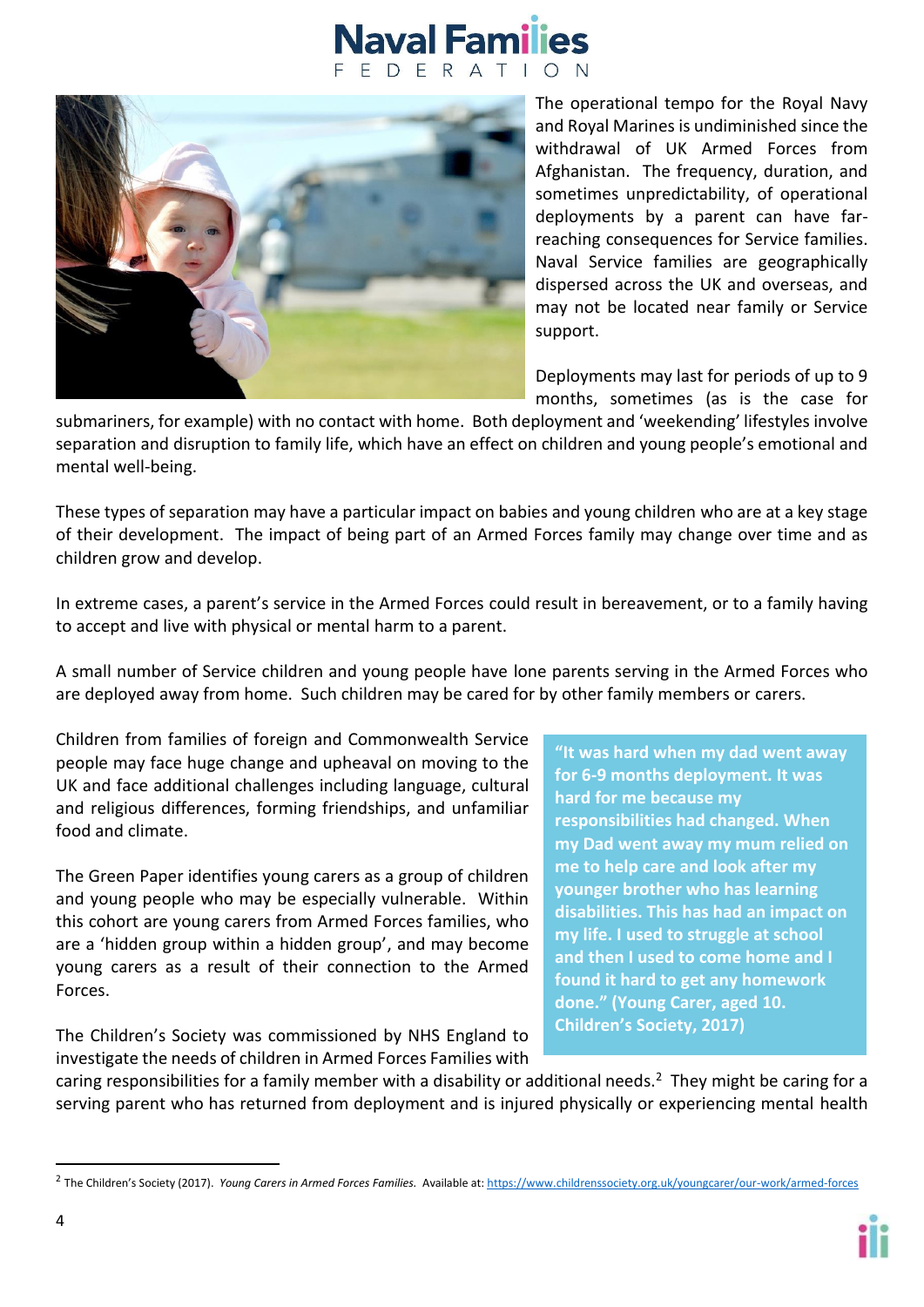The operational tempo for the Royal Navy and Royal Marines is undiminished since the withdrawal of UK Armed Forces from Afghanistan. The frequency, duration, and sometimes unpredictability, of operational deployments by a parent can have far-reaching consequences for Service families. Naval Service families are geographically dispersed across the UK and overseas, and may not be located near family or Service support.

Deployments may last for periods of up to 9 months, sometimes (as is the case for submariners, for example) with no contact with home. Both deployment and 'weekending' lifestyles involve separation and disruption to family life, which have an effect on children and young people's emotional and mental well-being.

These types of separation may have a particular impact on babies and young children who are at a key stage of their development. The impact of being part of an Armed Forces family may change over time and as children grow and develop.

In extreme cases, a parent's service in the Armed Forces could result in bereavement, or to a family having to accept and live with physical or mental harm to a parent.

A small number of Service children and young people have lone parents serving in the Armed Forces who are deployed away from home. Such children may be cared for by other family members or carers.

Children from families of foreign and Commonwealth Service people may face huge change and upheaval on moving to the UK and face additional challenges including language, cultural and religious differences, forming friendships, and unfamiliar food and climate.

The Green Paper identifies young carers as a group of children and young people who may be especially vulnerable. Within this cohort are young carers from Armed Forces families, who are a 'hidden group within a hidden group', and may become young carers as a result of their connection to the Armed Forces.

The Children's Society was commissioned by NHS England to investigate the needs of children in Armed Forces Families with caring responsibilities for a family member with a disability or additional needs.[2] They might be caring for a serving parent who has returned from deployment and is injured physically or experiencing mental health

> **"It was hard when my dad went away for 6-9 months deployment. It was hard for me because my responsibilities had changed. When my Dad went away my mum relied on me to help care and look after my younger brother who has learning disabilities. This has had an impact on my life. I used to struggle at school and then I used to come home and I found it hard to get any homework done." (Young Carer, aged 10. Children's Society, 2017)**

[2] The Children's Society (2017). *Young Carers in Armed Forces Families.* Available at: https://www.childrenssociety.org.uk/youngcarer/our-work/armed-forces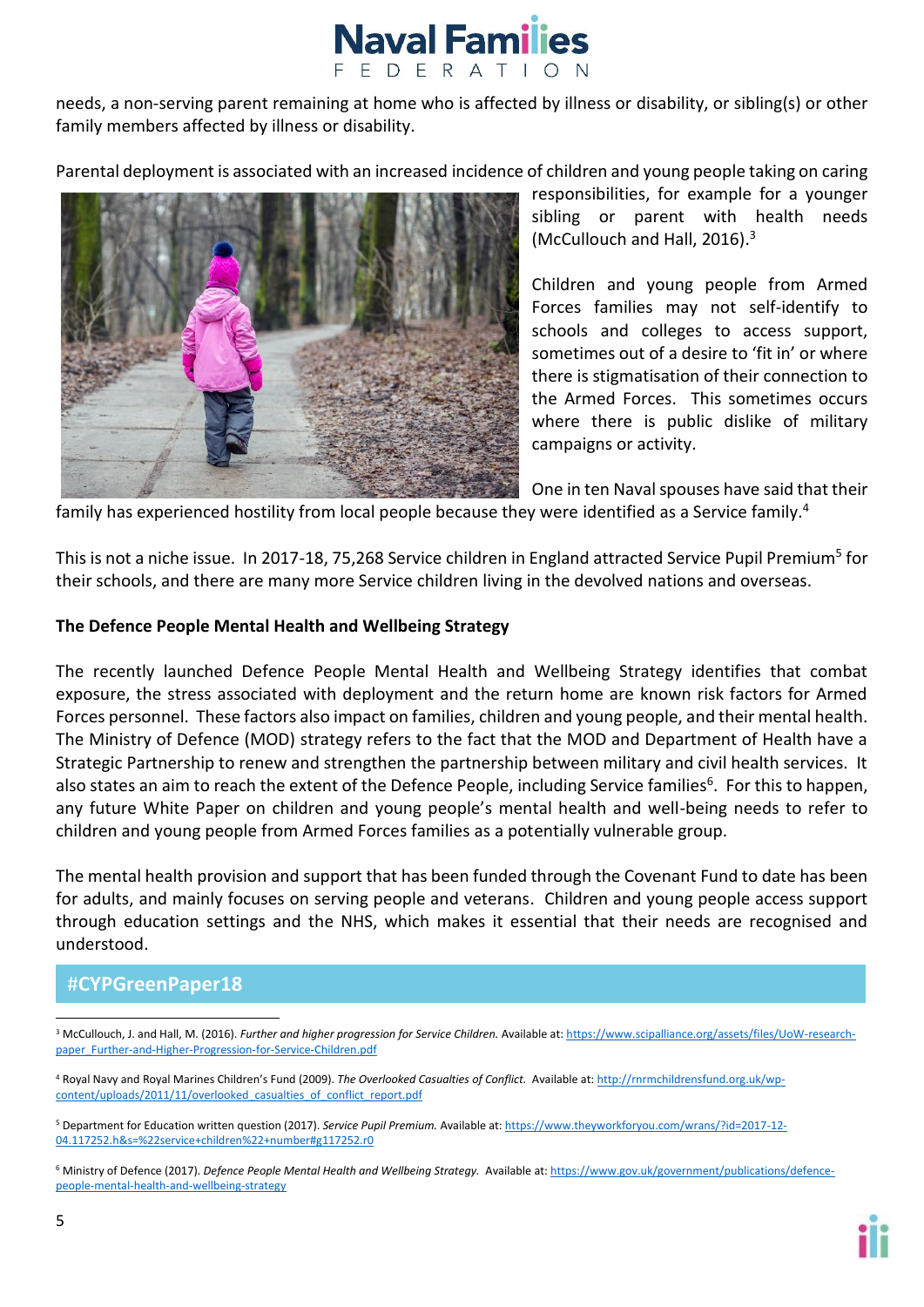needs, a non-serving parent remaining at home who is affected by illness or disability, or sibling(s) or other family members affected by illness or disability.

Parental deployment is associated with an increased incidence of children and young people taking on caring responsibilities, for example for a younger sibling or parent with health needs (McCullouch and Hall, 2016).[3]

Children and young people from Armed Forces families may not self-identify to schools and colleges to access support, sometimes out of a desire to 'fit in' or where there is stigmatisation of their connection to the Armed Forces. This sometimes occurs where there is public dislike of military campaigns or activity.

One in ten Naval spouses have said that their family has experienced hostility from local people because they were identified as a Service family.[4]

This is not a niche issue. In 2017-18, 75,268 Service children in England attracted Service Pupil Premium[5] for their schools, and there are many more Service children living in the devolved nations and overseas.

**The Defence People Mental Health and Wellbeing Strategy**

The recently launched Defence People Mental Health and Wellbeing Strategy identifies that combat exposure, the stress associated with deployment and the return home are known risk factors for Armed Forces personnel. These factors also impact on families, children and young people, and their mental health. The Ministry of Defence (MOD) strategy refers to the fact that the MOD and Department of Health have a Strategic Partnership to renew and strengthen the partnership between military and civil health services. It also states an aim to reach the extent of the Defence People, including Service families[6]. For this to happen, any future White Paper on children and young people's mental health and well-being needs to refer to children and young people from Armed Forces families as a potentially vulnerable group.

The mental health provision and support that has been funded through the Covenant Fund to date has been for adults, and mainly focuses on serving people and veterans. Children and young people access support through education settings and the NHS, which makes it essential that their needs are recognised and understood.

**#CYPGreenPaper18**

[3] McCullouch, J. and Hall, M. (2016). *Further and higher progression for Service Children.* Available at: https://www.scipalliance.org/assets/files/UoW-research-paper_Further-and-Higher-Progression-for-Service-Children.pdf

[4] Royal Navy and Royal Marines Children's Fund (2009). *The Overlooked Casualties of Conflict.* Available at: http://rnrmchildrensfund.org.uk/wp-content/uploads/2011/11/overlooked_casualties_of_conflict_report.pdf

[5] Department for Education written question (2017). *Service Pupil Premium.* Available at: https://www.theyworkforyou.com/wrans/?id=2017-12-04.117252.h&s=%22service+children%22+number#g117252.r0

[6] Ministry of Defence (2017). *Defence People Mental Health and Wellbeing Strategy.* Available at: https://www.gov.uk/government/publications/defence-people-mental-health-and-wellbeing-strategy